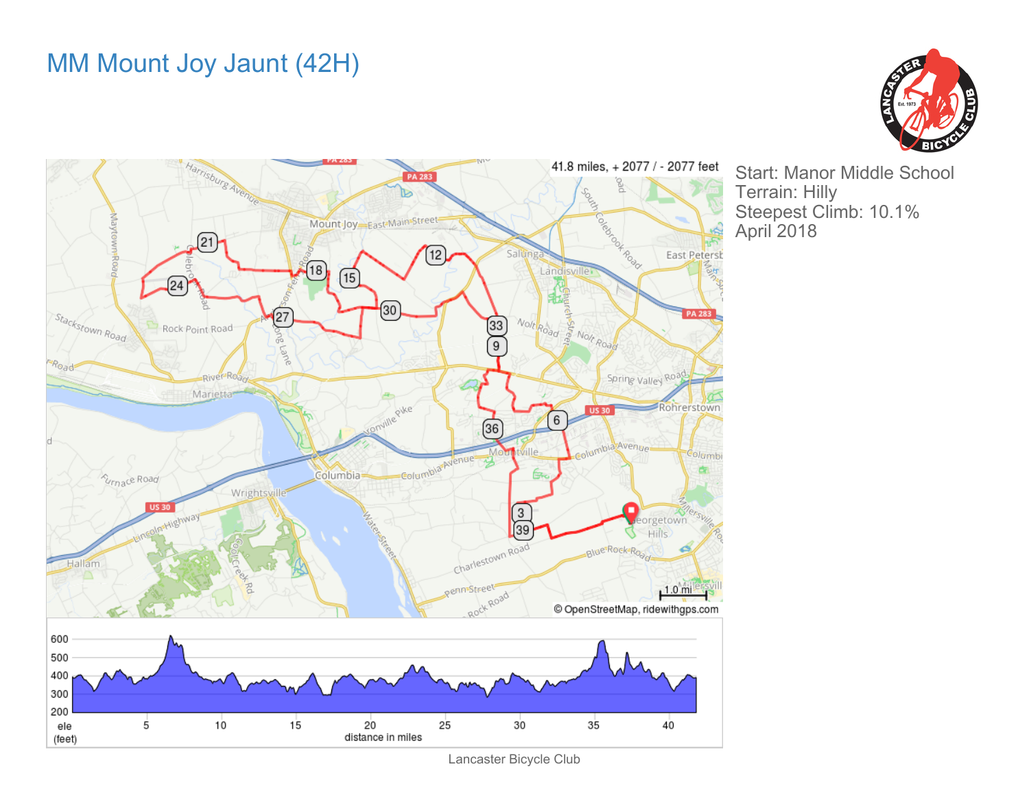# MM Mount Joy Jaunt (42H)

Start: Manor Middle School
Terrain: Hilly
Steepest Climb: 10.1%
April 2018

41.8 miles, + 2077 / - 2077 feet

Lancaster Bicycle Club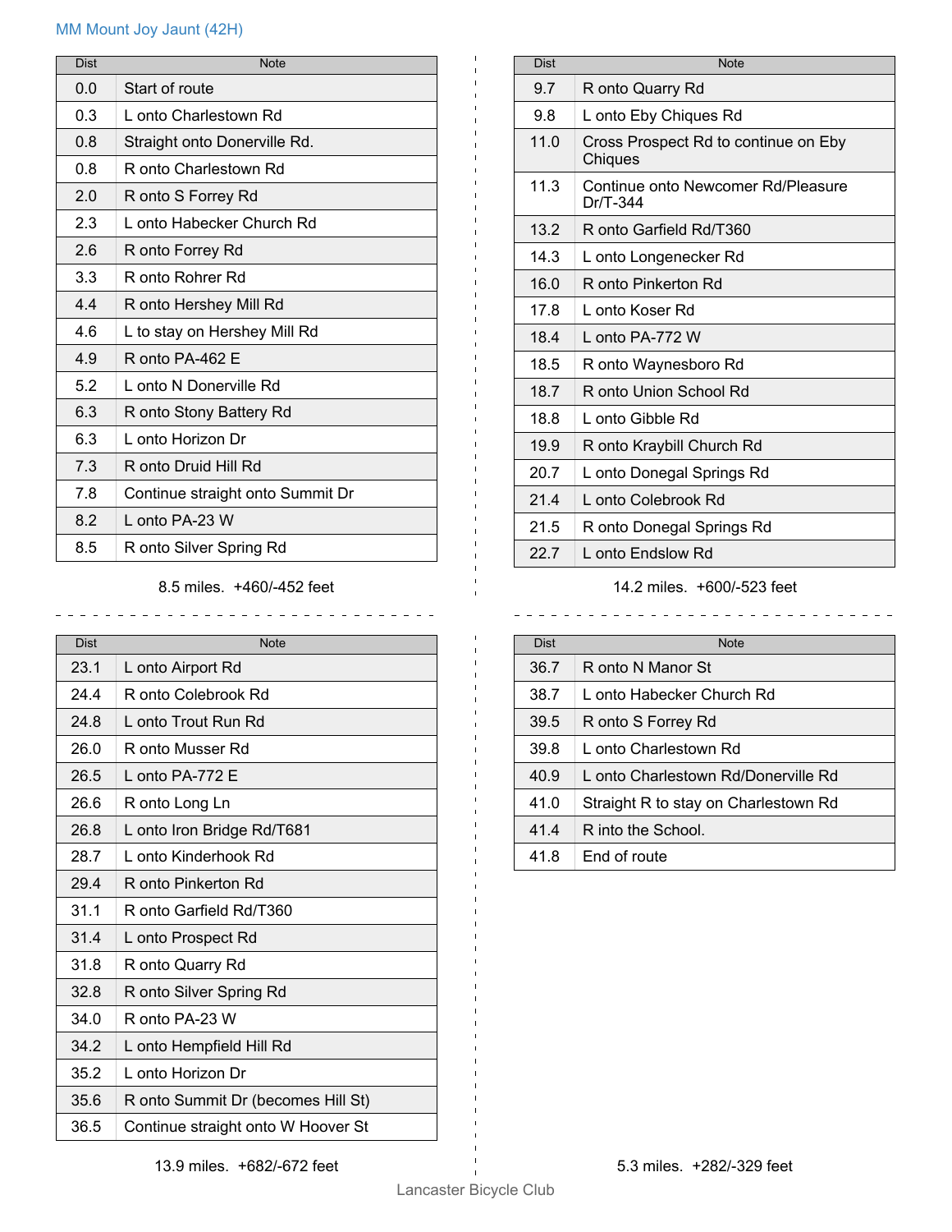MM Mount Joy Jaunt (42H)

| Dist | Note |
|---|---|
| 0.0 | Start of route |
| 0.3 | L onto Charlestown Rd |
| 0.8 | Straight onto Donerville Rd. |
| 0.8 | R onto Charlestown Rd |
| 2.0 | R onto S Forrey Rd |
| 2.3 | L onto Habecker Church Rd |
| 2.6 | R onto Forrey Rd |
| 3.3 | R onto Rohrer Rd |
| 4.4 | R onto Hershey Mill Rd |
| 4.6 | L to stay on Hershey Mill Rd |
| 4.9 | R onto PA-462 E |
| 5.2 | L onto N Donerville Rd |
| 6.3 | R onto Stony Battery Rd |
| 6.3 | L onto Horizon Dr |
| 7.3 | R onto Druid Hill Rd |
| 7.8 | Continue straight onto Summit Dr |
| 8.2 | L onto PA-23 W |
| 8.5 | R onto Silver Spring Rd |

8.5 miles. +460/-452 feet

| Dist | Note |
|---|---|
| 9.7 | R onto Quarry Rd |
| 9.8 | L onto Eby Chiques Rd |
| 11.0 | Cross Prospect Rd to continue on Eby Chiques |
| 11.3 | Continue onto Newcomer Rd/Pleasure Dr/T-344 |
| 13.2 | R onto Garfield Rd/T360 |
| 14.3 | L onto Longenecker Rd |
| 16.0 | R onto Pinkerton Rd |
| 17.8 | L onto Koser Rd |
| 18.4 | L onto PA-772 W |
| 18.5 | R onto Waynesboro Rd |
| 18.7 | R onto Union School Rd |
| 18.8 | L onto Gibble Rd |
| 19.9 | R onto Kraybill Church Rd |
| 20.7 | L onto Donegal Springs Rd |
| 21.4 | L onto Colebrook Rd |
| 21.5 | R onto Donegal Springs Rd |
| 22.7 | L onto Endslow Rd |

14.2 miles. +600/-523 feet

| Dist | Note |
|---|---|
| 23.1 | L onto Airport Rd |
| 24.4 | R onto Colebrook Rd |
| 24.8 | L onto Trout Run Rd |
| 26.0 | R onto Musser Rd |
| 26.5 | L onto PA-772 E |
| 26.6 | R onto Long Ln |
| 26.8 | L onto Iron Bridge Rd/T681 |
| 28.7 | L onto Kinderhook Rd |
| 29.4 | R onto Pinkerton Rd |
| 31.1 | R onto Garfield Rd/T360 |
| 31.4 | L onto Prospect Rd |
| 31.8 | R onto Quarry Rd |
| 32.8 | R onto Silver Spring Rd |
| 34.0 | R onto PA-23 W |
| 34.2 | L onto Hempfield Hill Rd |
| 35.2 | L onto Horizon Dr |
| 35.6 | R onto Summit Dr (becomes Hill St) |
| 36.5 | Continue straight onto W Hoover St |

13.9 miles. +682/-672 feet

| Dist | Note |
|---|---|
| 36.7 | R onto N Manor St |
| 38.7 | L onto Habecker Church Rd |
| 39.5 | R onto S Forrey Rd |
| 39.8 | L onto Charlestown Rd |
| 40.9 | L onto Charlestown Rd/Donerville Rd |
| 41.0 | Straight R to stay on Charlestown Rd |
| 41.4 | R into the School. |
| 41.8 | End of route |

5.3 miles. +282/-329 feet

Lancaster Bicycle Club